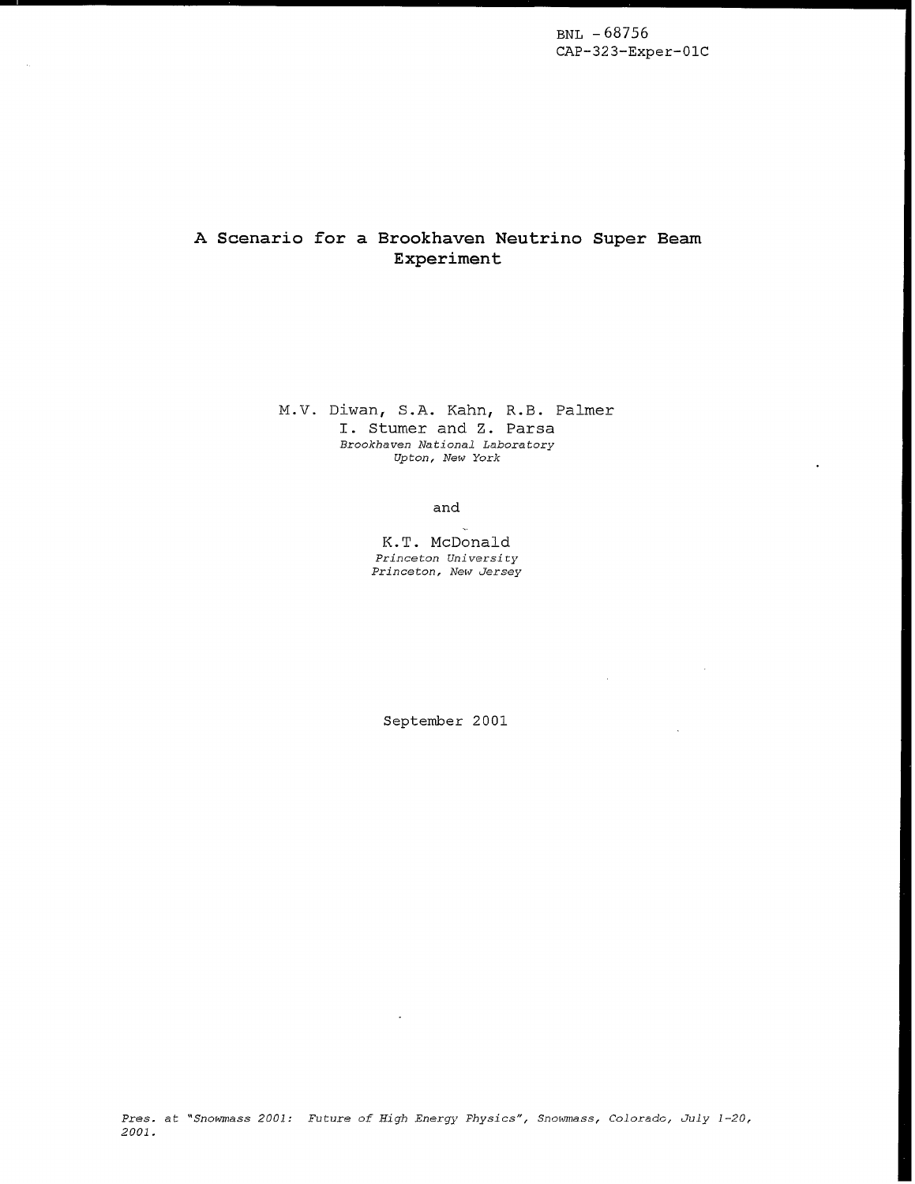BNL - 68756
CAP-323-Exper-01C

# A Scenario for a Brookhaven Neutrino Super Beam Experiment

M.V. Diwan, S.A. Kahn, R.B. Palmer
I. Stumer and Z. Parsa
*Brookhaven National Laboratory*
*Upton, New York*

and

K.T. McDonald
*Princeton University*
*Princeton, New Jersey*

September 2001

*Pres. at "Snowmass 2001: Future of High Energy Physics", Snowmass, Colorado, July 1-20, 2001.*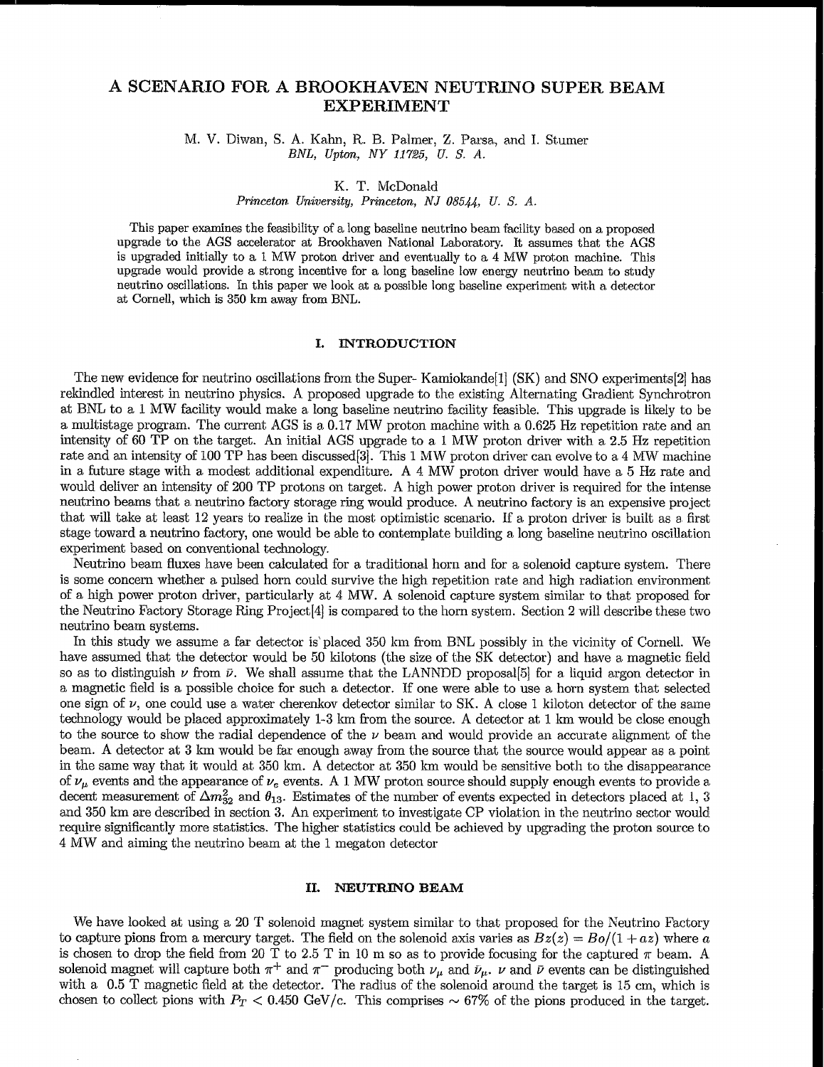# A SCENARIO FOR A BROOKHAVEN NEUTRINO SUPER BEAM EXPERIMENT

M. V. Diwan, S. A. Kahn, R. B. Palmer, Z. Parsa, and I. Stumer
*BNL, Upton, NY 11725, U. S. A.*

K. T. McDonald
*Princeton University, Princeton, NJ 08544, U. S. A.*

This paper examines the feasibility of a long baseline neutrino beam facility based on a proposed upgrade to the AGS accelerator at Brookhaven National Laboratory. It assumes that the AGS is upgraded initially to a 1 MW proton driver and eventually to a 4 MW proton machine. This upgrade would provide a strong incentive for a long baseline low energy neutrino beam to study neutrino oscillations. In this paper we look at a possible long baseline experiment with a detector at Cornell, which is 350 km away from BNL.

## I. INTRODUCTION

The new evidence for neutrino oscillations from the Super- Kamiokande[1] (SK) and SNO experiments[2] has rekindled interest in neutrino physics. A proposed upgrade to the existing Alternating Gradient Synchrotron at BNL to a 1 MW facility would make a long baseline neutrino facility feasible. This upgrade is likely to be a multistage program. The current AGS is a 0.17 MW proton machine with a 0.625 Hz repetition rate and an intensity of 60 TP on the target. An initial AGS upgrade to a 1 MW proton driver with a 2.5 Hz repetition rate and an intensity of 100 TP has been discussed[3]. This 1 MW proton driver can evolve to a 4 MW machine in a future stage with a modest additional expenditure. A 4 MW proton driver would have a 5 Hz rate and would deliver an intensity of 200 TP protons on target. A high power proton driver is required for the intense neutrino beams that a neutrino factory storage ring would produce. A neutrino factory is an expensive project that will take at least 12 years to realize in the most optimistic scenario. If a proton driver is built as a first stage toward a neutrino factory, one would be able to contemplate building a long baseline neutrino oscillation experiment based on conventional technology.

Neutrino beam fluxes have been calculated for a traditional horn and for a solenoid capture system. There is some concern whether a pulsed horn could survive the high repetition rate and high radiation environment of a high power proton driver, particularly at 4 MW. A solenoid capture system similar to that proposed for the Neutrino Factory Storage Ring Project[4] is compared to the horn system. Section 2 will describe these two neutrino beam systems.

In this study we assume a far detector is placed 350 km from BNL possibly in the vicinity of Cornell. We have assumed that the detector would be 50 kilotons (the size of the SK detector) and have a magnetic field so as to distinguish $\nu$ from $\bar{\nu}$. We shall assume that the LANNDD proposal[5] for a liquid argon detector in a magnetic field is a possible choice for such a detector. If one were able to use a horn system that selected one sign of $\nu$, one could use a water cherenkov detector similar to SK. A close 1 kiloton detector of the same technology would be placed approximately 1-3 km from the source. A detector at 1 km would be close enough to the source to show the radial dependence of the $\nu$ beam and would provide an accurate alignment of the beam. A detector at 3 km would be far enough away from the source that the source would appear as a point in the same way that it would at 350 km. A detector at 350 km would be sensitive both to the disappearance of $\nu_\mu$ events and the appearance of $\nu_e$ events. A 1 MW proton source should supply enough events to provide a decent measurement of $\Delta m^2_{32}$ and $\theta_{13}$. Estimates of the number of events expected in detectors placed at 1, 3 and 350 km are described in section 3. An experiment to investigate CP violation in the neutrino sector would require significantly more statistics. The higher statistics could be achieved by upgrading the proton source to 4 MW and aiming the neutrino beam at the 1 megaton detector

## II. NEUTRINO BEAM

We have looked at using a 20 T solenoid magnet system similar to that proposed for the Neutrino Factory to capture pions from a mercury target. The field on the solenoid axis varies as $Bz(z) = Bo/(1 + az)$ where $a$ is chosen to drop the field from 20 T to 2.5 T in 10 m so as to provide focusing for the captured $\pi$ beam. A solenoid magnet will capture both $\pi^+$ and $\pi^-$ producing both $\nu_\mu$ and $\bar{\nu}_\mu$. $\nu$ and $\bar{\nu}$ events can be distinguished with a 0.5 T magnetic field at the detector. The radius of the solenoid around the target is 15 cm, which is chosen to collect pions with $P_T < 0.450$ GeV/c. This comprises $\sim 67\%$ of the pions produced in the target.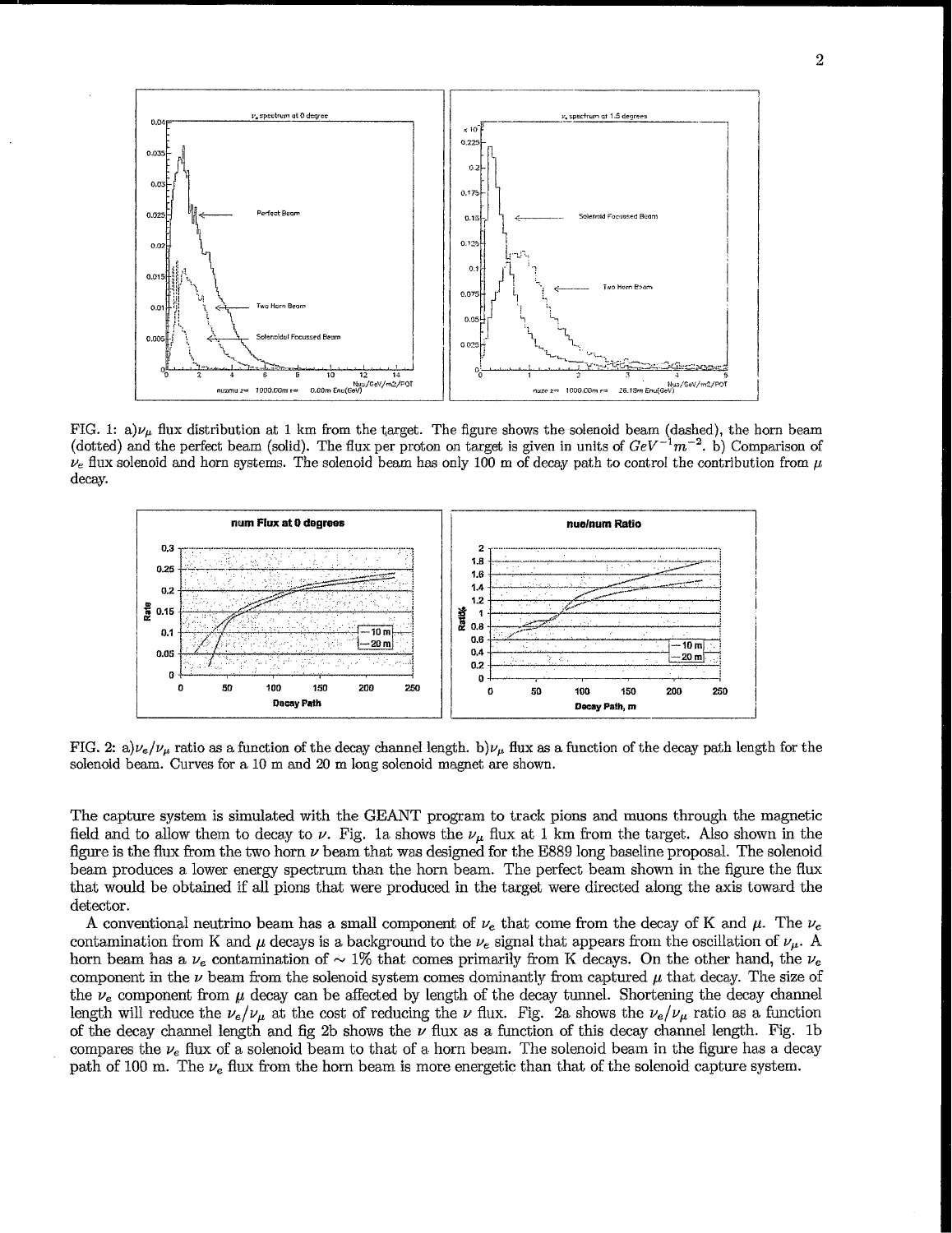FIG. 1: a)$\nu_\mu$ flux distribution at 1 km from the target. The figure shows the solenoid beam (dashed), the horn beam (dotted) and the perfect beam (solid). The flux per proton on target is given in units of $GeV^{-1}m^{-2}$. b) Comparison of $\nu_e$ flux solenoid and horn systems. The solenoid beam has only 100 m of decay path to control the contribution from $\mu$ decay.

FIG. 2: a)$\nu_e/\nu_\mu$ ratio as a function of the decay channel length. b)$\nu_\mu$ flux as a function of the decay path length for the solenoid beam. Curves for a 10 m and 20 m long solenoid magnet are shown.

The capture system is simulated with the GEANT program to track pions and muons through the magnetic field and to allow them to decay to $\nu$. Fig. 1a shows the $\nu_\mu$ flux at 1 km from the target. Also shown in the figure is the flux from the two horn $\nu$ beam that was designed for the E889 long baseline proposal. The solenoid beam produces a lower energy spectrum than the horn beam. The perfect beam shown in the figure the flux that would be obtained if all pions that were produced in the target were directed along the axis toward the detector.

A conventional neutrino beam has a small component of $\nu_e$ that come from the decay of K and $\mu$. The $\nu_e$ contamination from K and $\mu$ decays is a background to the $\nu_e$ signal that appears from the oscillation of $\nu_\mu$. A horn beam has a $\nu_e$ contamination of $\sim 1\%$ that comes primarily from K decays. On the other hand, the $\nu_e$ component in the $\nu$ beam from the solenoid system comes dominantly from captured $\mu$ that decay. The size of the $\nu_e$ component from $\mu$ decay can be affected by length of the decay tunnel. Shortening the decay channel length will reduce the $\nu_e/\nu_\mu$ at the cost of reducing the $\nu$ flux. Fig. 2a shows the $\nu_e/\nu_\mu$ ratio as a function of the decay channel length and fig 2b shows the $\nu$ flux as a function of this decay channel length. Fig. 1b compares the $\nu_e$ flux of a solenoid beam to that of a horn beam. The solenoid beam in the figure has a decay path of 100 m. The $\nu_e$ flux from the horn beam is more energetic than that of the solenoid capture system.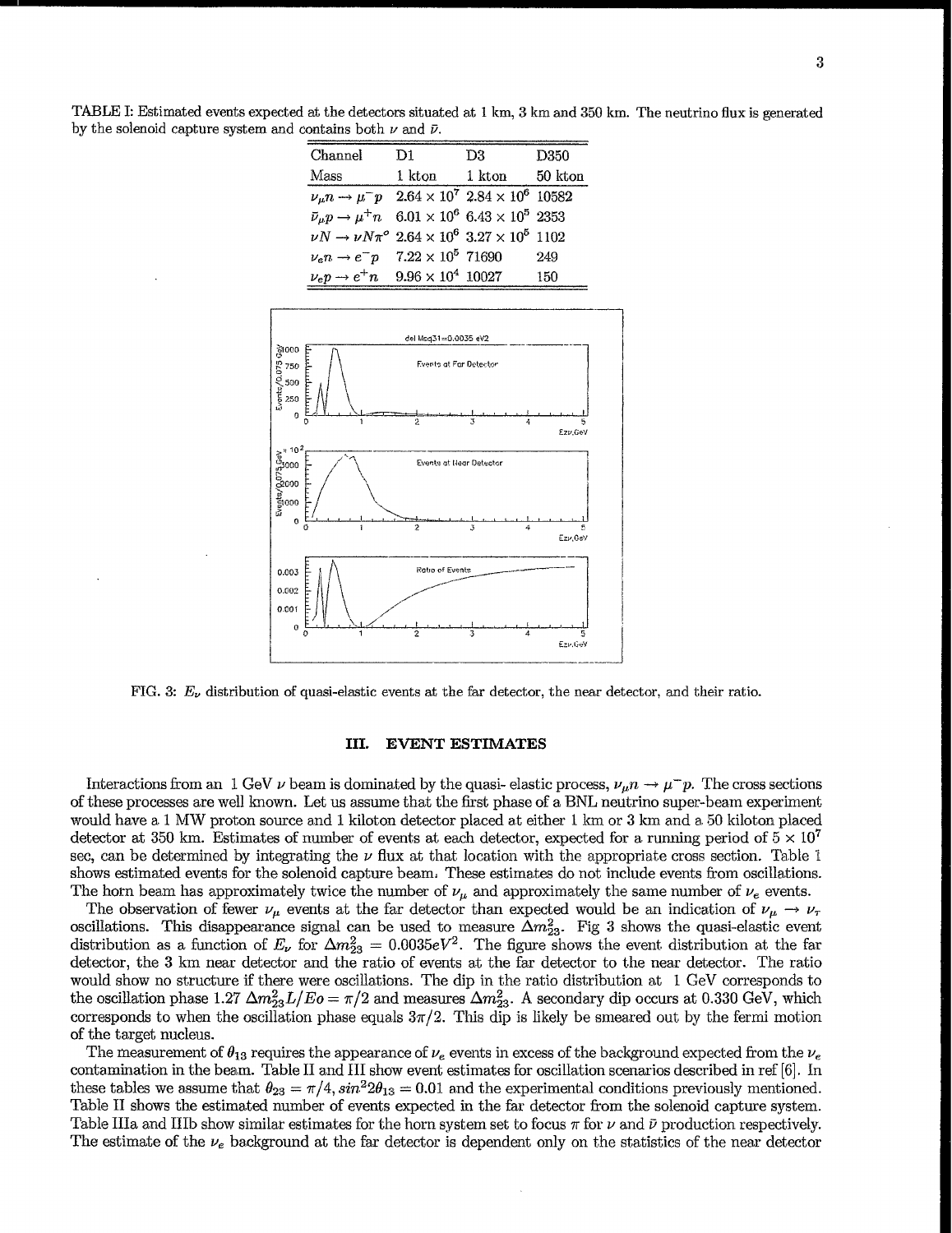TABLE I: Estimated events expected at the detectors situated at 1 km, 3 km and 350 km. The neutrino flux is generated by the solenoid capture system and contains both $\nu$ and $\bar{\nu}$.

| Channel | D1 | D3 | D350 |
|---|---|---|---|
| Mass | 1 kton | 1 kton | 50 kton |
| $\nu_\mu n \rightarrow \mu^- p$ | $2.64 \times 10^7$ | $2.84 \times 10^6$ | 10582 |
| $\bar{\nu}_\mu p \rightarrow \mu^+ n$ | $6.01 \times 10^6$ | $6.43 \times 10^5$ | 2353 |
| $\nu N \rightarrow \nu N \pi^o$ | $2.64 \times 10^6$ | $3.27 \times 10^5$ | 1102 |
| $\nu_e n \rightarrow e^- p$ | $7.22 \times 10^5$ | 71690 | 249 |
| $\nu_e p \rightarrow e^+ n$ | $9.96 \times 10^4$ | 10027 | 150 |

FIG. 3: $E_\nu$ distribution of quasi-elastic events at the far detector, the near detector, and their ratio.

## III. EVENT ESTIMATES

Interactions from an 1 GeV $\nu$ beam is dominated by the quasi- elastic process, $\nu_\mu n \rightarrow \mu^- p$. The cross sections of these processes are well known. Let us assume that the first phase of a BNL neutrino super-beam experiment would have a 1 MW proton source and 1 kiloton detector placed at either 1 km or 3 km and a 50 kiloton placed detector at 350 km. Estimates of number of events at each detector, expected for a running period of $5 \times 10^7$ sec, can be determined by integrating the $\nu$ flux at that location with the appropriate cross section. Table 1 shows estimated events for the solenoid capture beam. These estimates do not include events from oscillations. The horn beam has approximately twice the number of $\nu_\mu$ and approximately the same number of $\nu_e$ events.

The observation of fewer $\nu_\mu$ events at the far detector than expected would be an indication of $\nu_\mu \rightarrow \nu_\tau$ oscillations. This disappearance signal can be used to measure $\Delta m^2_{23}$. Fig 3 shows the quasi-elastic event distribution as a function of $E_\nu$ for $\Delta m^2_{23} = 0.0035 eV^2$. The figure shows the event distribution at the far detector, the 3 km near detector and the ratio of events at the far detector to the near detector. The ratio would show no structure if there were oscillations. The dip in the ratio distribution at 1 GeV corresponds to the oscillation phase $1.27\, \Delta m^2_{23} L/Eo = \pi/2$ and measures $\Delta m^2_{23}$. A secondary dip occurs at 0.330 GeV, which corresponds to when the oscillation phase equals $3\pi/2$. This dip is likely be smeared out by the fermi motion of the target nucleus.

The measurement of $\theta_{13}$ requires the appearance of $\nu_e$ events in excess of the background expected from the $\nu_e$ contamination in the beam. Table II and III show event estimates for oscillation scenarios described in ref [6]. In these tables we assume that $\theta_{23} = \pi/4, sin^2 2\theta_{13} = 0.01$ and the experimental conditions previously mentioned. Table II shows the estimated number of events expected in the far detector from the solenoid capture system. Table IIIa and IIIb show similar estimates for the horn system set to focus $\pi$ for $\nu$ and $\bar{\nu}$ production respectively. The estimate of the $\nu_e$ background at the far detector is dependent only on the statistics of the near detector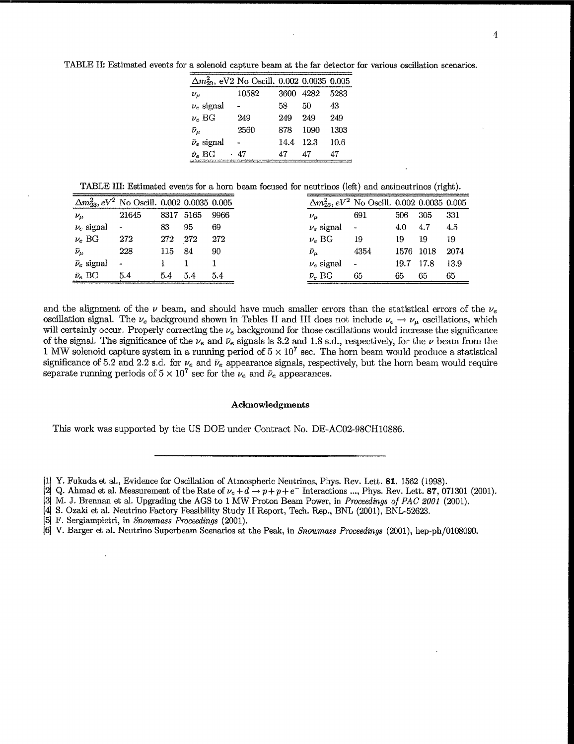TABLE II: Estimated events for a solenoid capture beam at the far detector for various oscillation scenarios.

| $\Delta m^2_{23}$, eV2 | No Oscill. | 0.002 | 0.0035 | 0.005 |
|---|---|---|---|---|
| $\nu_\mu$ | 10582 | 3600 | 4282 | 5283 |
| $\nu_e$ signal | - | 58 | 50 | 43 |
| $\nu_e$ BG | 249 | 249 | 249 | 249 |
| $\bar{\nu}_\mu$ | 2560 | 878 | 1090 | 1303 |
| $\bar{\nu}_e$ signal | - | 14.4 | 12.3 | 10.6 |
| $\bar{\nu}_e$ BG | 47 | 47 | 47 | 47 |

TABLE III: Estimated events for a horn beam focused for neutrinos (left) and antineutrinos (right).

| $\Delta m^2_{23}$, $eV^2$ | No Oscill. | 0.002 | 0.0035 | 0.005 |
|---|---|---|---|---|
| $\nu_\mu$ | 21645 | 8317 | 5165 | 9966 |
| $\nu_e$ signal | - | 83 | 95 | 69 |
| $\nu_e$ BG | 272 | 272 | 272 | 272 |
| $\bar{\nu}_\mu$ | 228 | 115 | 84 | 90 |
| $\bar{\nu}_e$ signal | - | 1 | 1 | 1 |
| $\bar{\nu}_e$ BG | 5.4 | 5.4 | 5.4 | 5.4 |

| $\Delta m^2_{23}$, $eV^2$ | No Oscill. | 0.002 | 0.0035 | 0.005 |
|---|---|---|---|---|
| $\nu_\mu$ | 691 | 506 | 305 | 331 |
| $\nu_e$ signal | - | 4.0 | 4.7 | 4.5 |
| $\nu_e$ BG | 19 | 19 | 19 | 19 |
| $\bar{\nu}_\mu$ | 4354 | 1576 | 1018 | 2074 |
| $\nu_e$ signal | - | 19.7 | 17.8 | 13.9 |
| $\bar{\nu}_e$ BG | 65 | 65 | 65 | 65 |

and the alignment of the $\nu$ beam, and should have much smaller errors than the statistical errors of the $\nu_e$ oscillation signal. The $\nu_e$ background shown in Tables II and III does not include $\nu_e \rightarrow \nu_\mu$ oscillations, which will certainly occur. Properly correcting the $\nu_e$ background for those oscillations would increase the significance of the signal. The significance of the $\nu_e$ and $\bar{\nu}_e$ signals is 3.2 and 1.8 s.d., respectively, for the $\nu$ beam from the 1 MW solenoid capture system in a running period of $5 \times 10^7$ sec. The horn beam would produce a statistical significance of 5.2 and 2.2 s.d. for $\nu_e$ and $\bar{\nu}_e$ appearance signals, respectively, but the horn beam would require separate running periods of $5 \times 10^7$ sec for the $\nu_e$ and $\bar{\nu}_e$ appearances.

### Acknowledgments

This work was supported by the US DOE under Contract No. DE-AC02-98CH10886.

---

[1] Y. Fukuda et al., Evidence for Oscillation of Atmospheric Neutrinos, Phys. Rev. Lett. **81**, 1562 (1998).

[2] Q. Ahmad et al. Measurement of the Rate of $\nu_e + d \rightarrow p + p + e^-$ Interactions ..., Phys. Rev. Lett. **87**, 071301 (2001).

[3] M. J. Brennan et al. Upgrading the AGS to 1 MW Proton Beam Power, in *Proceedings of PAC 2001* (2001).

[4] S. Ozaki et al. Neutrino Factory Feasibility Study II Report, Tech. Rep., BNL (2001), BNL-52623.

[5] F. Sergiampietri, in *Snowmass Proceedings* (2001).

[6] V. Barger et al. Neutrino Superbeam Scenarios at the Peak, in *Snowmass Proceedings* (2001), hep-ph/0108090.